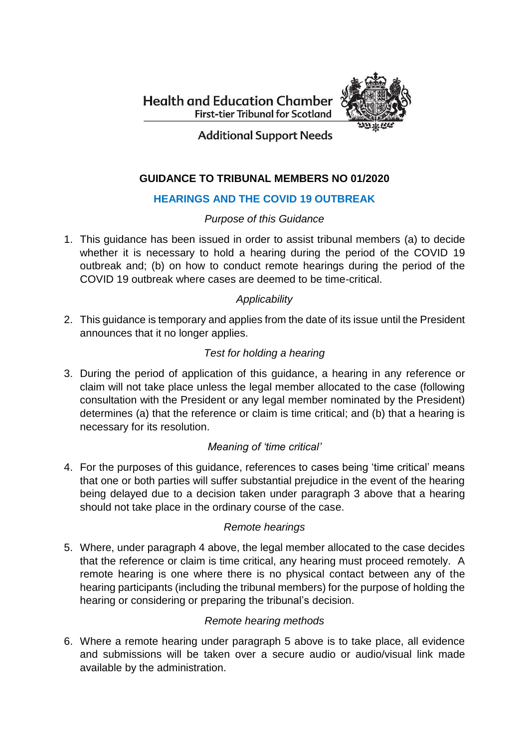Health and Education Chamber
First-tier Tribunal for Scotland

Additional Support Needs

# GUIDANCE TO TRIBUNAL MEMBERS NO 01/2020

## HEARINGS AND THE COVID 19 OUTBREAK

*Purpose of this Guidance*

1. This guidance has been issued in order to assist tribunal members (a) to decide whether it is necessary to hold a hearing during the period of the COVID 19 outbreak and; (b) on how to conduct remote hearings during the period of the COVID 19 outbreak where cases are deemed to be time-critical.

*Applicability*

2. This guidance is temporary and applies from the date of its issue until the President announces that it no longer applies.

*Test for holding a hearing*

3. During the period of application of this guidance, a hearing in any reference or claim will not take place unless the legal member allocated to the case (following consultation with the President or any legal member nominated by the President) determines (a) that the reference or claim is time critical; and (b) that a hearing is necessary for its resolution.

*Meaning of 'time critical'*

4. For the purposes of this guidance, references to cases being 'time critical' means that one or both parties will suffer substantial prejudice in the event of the hearing being delayed due to a decision taken under paragraph 3 above that a hearing should not take place in the ordinary course of the case.

*Remote hearings*

5. Where, under paragraph 4 above, the legal member allocated to the case decides that the reference or claim is time critical, any hearing must proceed remotely. A remote hearing is one where there is no physical contact between any of the hearing participants (including the tribunal members) for the purpose of holding the hearing or considering or preparing the tribunal's decision.

*Remote hearing methods*

6. Where a remote hearing under paragraph 5 above is to take place, all evidence and submissions will be taken over a secure audio or audio/visual link made available by the administration.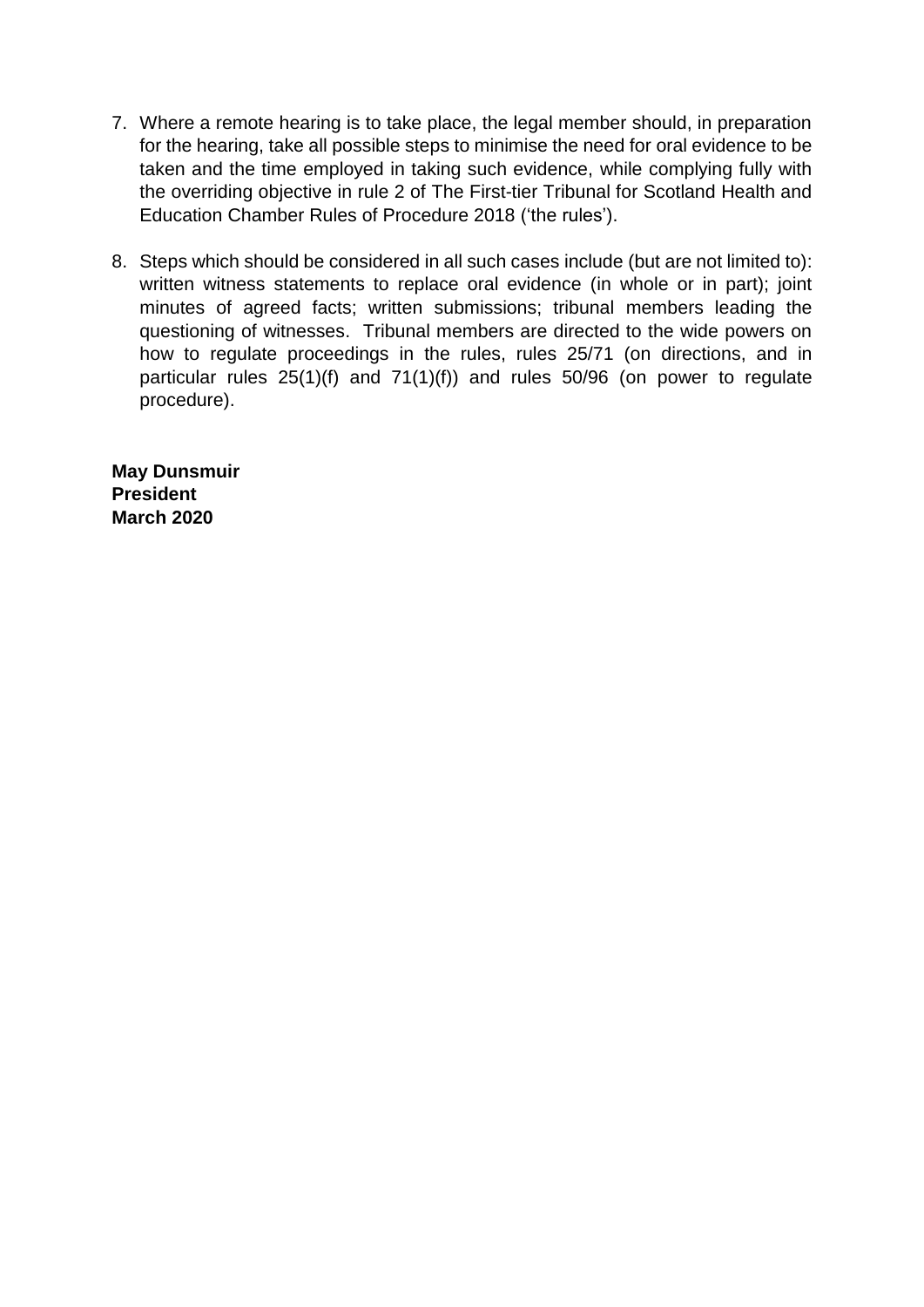7. Where a remote hearing is to take place, the legal member should, in preparation for the hearing, take all possible steps to minimise the need for oral evidence to be taken and the time employed in taking such evidence, while complying fully with the overriding objective in rule 2 of The First-tier Tribunal for Scotland Health and Education Chamber Rules of Procedure 2018 ('the rules').

8. Steps which should be considered in all such cases include (but are not limited to): written witness statements to replace oral evidence (in whole or in part); joint minutes of agreed facts; written submissions; tribunal members leading the questioning of witnesses. Tribunal members are directed to the wide powers on how to regulate proceedings in the rules, rules 25/71 (on directions, and in particular rules 25(1)(f) and 71(1)(f)) and rules 50/96 (on power to regulate procedure).

**May Dunsmuir**
**President**
**March 2020**